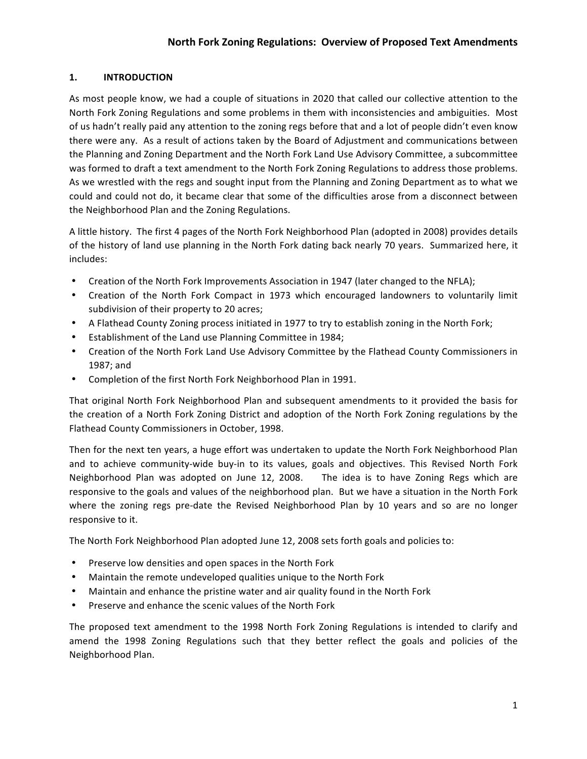# North Fork Zoning Regulations: Overview of Proposed Text Amendments

## 1. INTRODUCTION

As most people know, we had a couple of situations in 2020 that called our collective attention to the North Fork Zoning Regulations and some problems in them with inconsistencies and ambiguities. Most of us hadn't really paid any attention to the zoning regs before that and a lot of people didn't even know there were any. As a result of actions taken by the Board of Adjustment and communications between the Planning and Zoning Department and the North Fork Land Use Advisory Committee, a subcommittee was formed to draft a text amendment to the North Fork Zoning Regulations to address those problems. As we wrestled with the regs and sought input from the Planning and Zoning Department as to what we could and could not do, it became clear that some of the difficulties arose from a disconnect between the Neighborhood Plan and the Zoning Regulations.

A little history. The first 4 pages of the North Fork Neighborhood Plan (adopted in 2008) provides details of the history of land use planning in the North Fork dating back nearly 70 years. Summarized here, it includes:

- Creation of the North Fork Improvements Association in 1947 (later changed to the NFLA);
- Creation of the North Fork Compact in 1973 which encouraged landowners to voluntarily limit subdivision of their property to 20 acres;
- A Flathead County Zoning process initiated in 1977 to try to establish zoning in the North Fork;
- Establishment of the Land use Planning Committee in 1984;
- Creation of the North Fork Land Use Advisory Committee by the Flathead County Commissioners in 1987; and
- Completion of the first North Fork Neighborhood Plan in 1991.

That original North Fork Neighborhood Plan and subsequent amendments to it provided the basis for the creation of a North Fork Zoning District and adoption of the North Fork Zoning regulations by the Flathead County Commissioners in October, 1998.

Then for the next ten years, a huge effort was undertaken to update the North Fork Neighborhood Plan and to achieve community-wide buy-in to its values, goals and objectives. This Revised North Fork Neighborhood Plan was adopted on June 12, 2008. The idea is to have Zoning Regs which are responsive to the goals and values of the neighborhood plan. But we have a situation in the North Fork where the zoning regs pre-date the Revised Neighborhood Plan by 10 years and so are no longer responsive to it.

The North Fork Neighborhood Plan adopted June 12, 2008 sets forth goals and policies to:

- Preserve low densities and open spaces in the North Fork
- Maintain the remote undeveloped qualities unique to the North Fork
- Maintain and enhance the pristine water and air quality found in the North Fork
- Preserve and enhance the scenic values of the North Fork

The proposed text amendment to the 1998 North Fork Zoning Regulations is intended to clarify and amend the 1998 Zoning Regulations such that they better reflect the goals and policies of the Neighborhood Plan.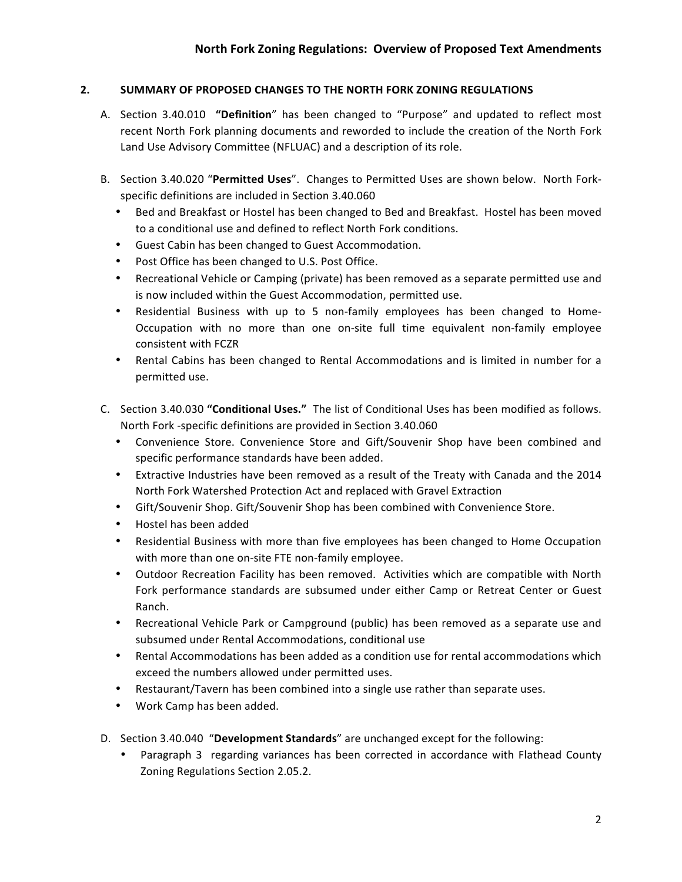## 2. SUMMARY OF PROPOSED CHANGES TO THE NORTH FORK ZONING REGULATIONS

A. Section 3.40.010 "**Definition**" has been changed to "Purpose" and updated to reflect most recent North Fork planning documents and reworded to include the creation of the North Fork Land Use Advisory Committee (NFLUAC) and a description of its role.

B. Section 3.40.020 "**Permitted Uses**". Changes to Permitted Uses are shown below. North Fork-specific definitions are included in Section 3.40.060
   - Bed and Breakfast or Hostel has been changed to Bed and Breakfast. Hostel has been moved to a conditional use and defined to reflect North Fork conditions.
   - Guest Cabin has been changed to Guest Accommodation.
   - Post Office has been changed to U.S. Post Office.
   - Recreational Vehicle or Camping (private) has been removed as a separate permitted use and is now included within the Guest Accommodation, permitted use.
   - Residential Business with up to 5 non-family employees has been changed to Home-Occupation with no more than one on-site full time equivalent non-family employee consistent with FCZR
   - Rental Cabins has been changed to Rental Accommodations and is limited in number for a permitted use.

C. Section 3.40.030 **"Conditional Uses."** The list of Conditional Uses has been modified as follows. North Fork -specific definitions are provided in Section 3.40.060
   - Convenience Store. Convenience Store and Gift/Souvenir Shop have been combined and specific performance standards have been added.
   - Extractive Industries have been removed as a result of the Treaty with Canada and the 2014 North Fork Watershed Protection Act and replaced with Gravel Extraction
   - Gift/Souvenir Shop. Gift/Souvenir Shop has been combined with Convenience Store.
   - Hostel has been added
   - Residential Business with more than five employees has been changed to Home Occupation with more than one on-site FTE non-family employee.
   - Outdoor Recreation Facility has been removed. Activities which are compatible with North Fork performance standards are subsumed under either Camp or Retreat Center or Guest Ranch.
   - Recreational Vehicle Park or Campground (public) has been removed as a separate use and subsumed under Rental Accommodations, conditional use
   - Rental Accommodations has been added as a condition use for rental accommodations which exceed the numbers allowed under permitted uses.
   - Restaurant/Tavern has been combined into a single use rather than separate uses.
   - Work Camp has been added.

D. Section 3.40.040 "**Development Standards**" are unchanged except for the following:
   - Paragraph 3 regarding variances has been corrected in accordance with Flathead County Zoning Regulations Section 2.05.2.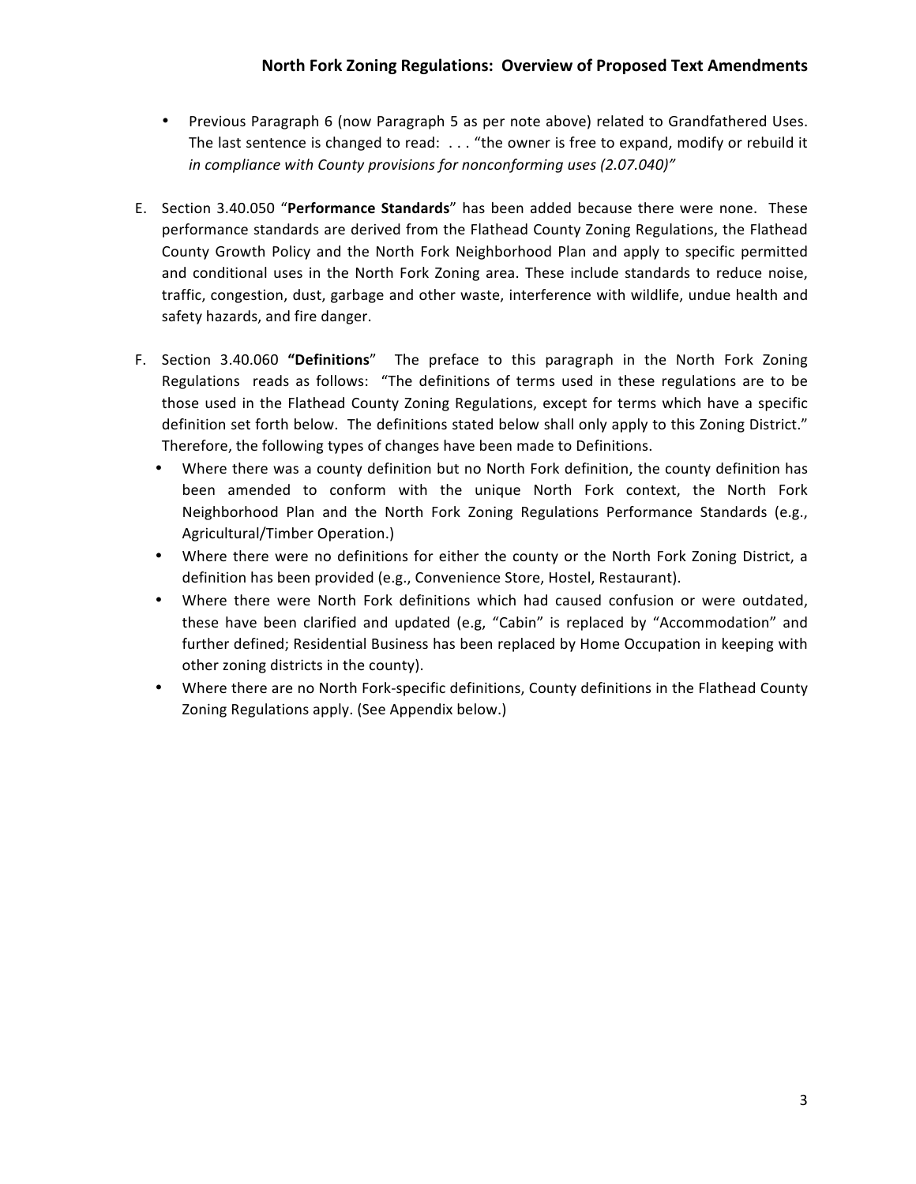- Previous Paragraph 6 (now Paragraph 5 as per note above) related to Grandfathered Uses. The last sentence is changed to read: . . . "the owner is free to expand, modify or rebuild it *in compliance with County provisions for nonconforming uses (2.07.040)"*

E. Section 3.40.050 "**Performance Standards**" has been added because there were none. These performance standards are derived from the Flathead County Zoning Regulations, the Flathead County Growth Policy and the North Fork Neighborhood Plan and apply to specific permitted and conditional uses in the North Fork Zoning area. These include standards to reduce noise, traffic, congestion, dust, garbage and other waste, interference with wildlife, undue health and safety hazards, and fire danger.

F. Section 3.40.060 **"Definitions"** The preface to this paragraph in the North Fork Zoning Regulations reads as follows: "The definitions of terms used in these regulations are to be those used in the Flathead County Zoning Regulations, except for terms which have a specific definition set forth below. The definitions stated below shall only apply to this Zoning District." Therefore, the following types of changes have been made to Definitions.
   - Where there was a county definition but no North Fork definition, the county definition has been amended to conform with the unique North Fork context, the North Fork Neighborhood Plan and the North Fork Zoning Regulations Performance Standards (e.g., Agricultural/Timber Operation.)
   - Where there were no definitions for either the county or the North Fork Zoning District, a definition has been provided (e.g., Convenience Store, Hostel, Restaurant).
   - Where there were North Fork definitions which had caused confusion or were outdated, these have been clarified and updated (e.g, "Cabin" is replaced by "Accommodation" and further defined; Residential Business has been replaced by Home Occupation in keeping with other zoning districts in the county).
   - Where there are no North Fork-specific definitions, County definitions in the Flathead County Zoning Regulations apply. (See Appendix below.)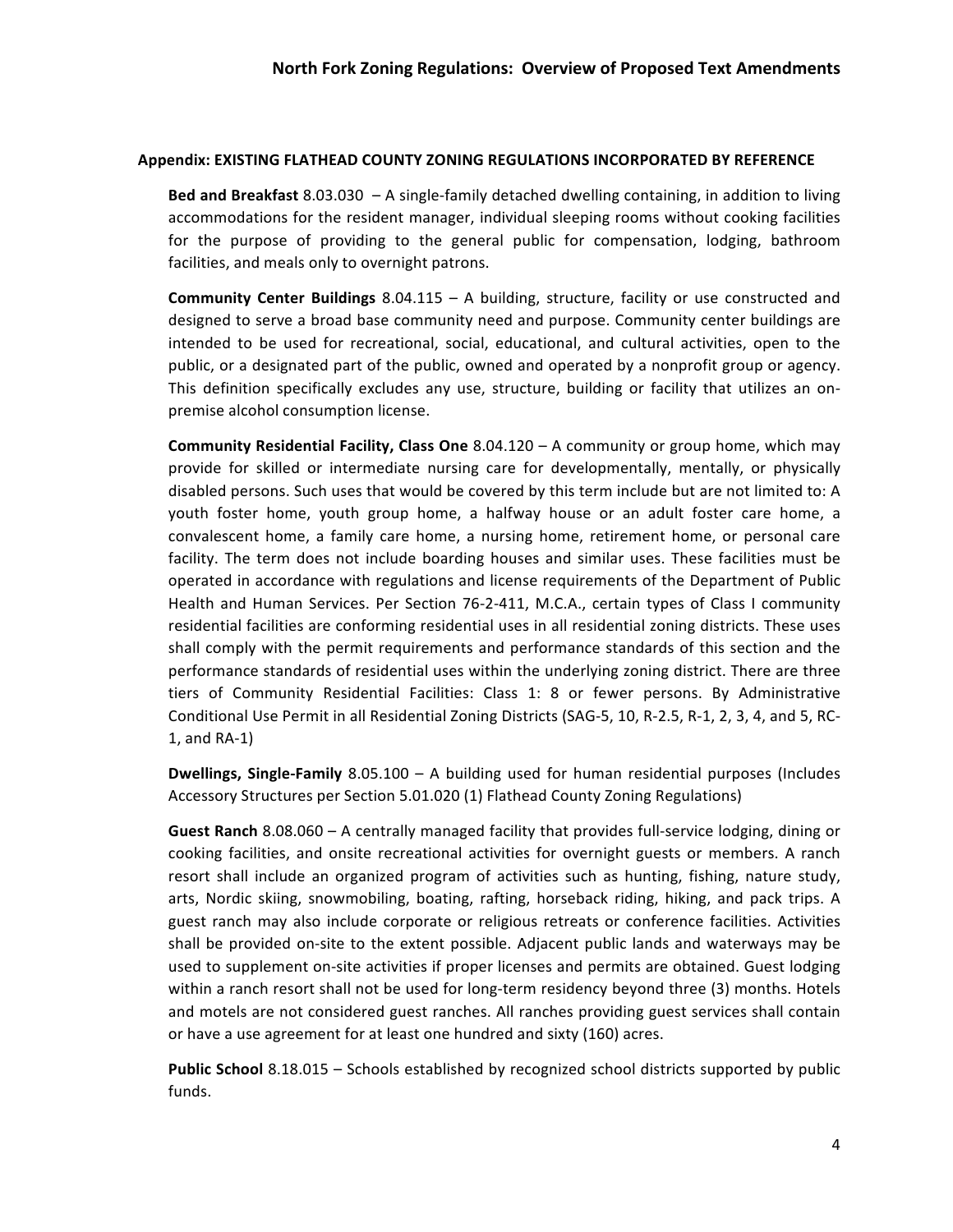## Appendix: EXISTING FLATHEAD COUNTY ZONING REGULATIONS INCORPORATED BY REFERENCE

**Bed and Breakfast** 8.03.030 – A single-family detached dwelling containing, in addition to living accommodations for the resident manager, individual sleeping rooms without cooking facilities for the purpose of providing to the general public for compensation, lodging, bathroom facilities, and meals only to overnight patrons.

**Community Center Buildings** 8.04.115 – A building, structure, facility or use constructed and designed to serve a broad base community need and purpose. Community center buildings are intended to be used for recreational, social, educational, and cultural activities, open to the public, or a designated part of the public, owned and operated by a nonprofit group or agency. This definition specifically excludes any use, structure, building or facility that utilizes an on-premise alcohol consumption license.

**Community Residential Facility, Class One** 8.04.120 – A community or group home, which may provide for skilled or intermediate nursing care for developmentally, mentally, or physically disabled persons. Such uses that would be covered by this term include but are not limited to: A youth foster home, youth group home, a halfway house or an adult foster care home, a convalescent home, a family care home, a nursing home, retirement home, or personal care facility. The term does not include boarding houses and similar uses. These facilities must be operated in accordance with regulations and license requirements of the Department of Public Health and Human Services. Per Section 76-2-411, M.C.A., certain types of Class I community residential facilities are conforming residential uses in all residential zoning districts. These uses shall comply with the permit requirements and performance standards of this section and the performance standards of residential uses within the underlying zoning district. There are three tiers of Community Residential Facilities: Class 1: 8 or fewer persons. By Administrative Conditional Use Permit in all Residential Zoning Districts (SAG-5, 10, R-2.5, R-1, 2, 3, 4, and 5, RC-1, and RA-1)

**Dwellings, Single-Family** 8.05.100 – A building used for human residential purposes (Includes Accessory Structures per Section 5.01.020 (1) Flathead County Zoning Regulations)

**Guest Ranch** 8.08.060 – A centrally managed facility that provides full-service lodging, dining or cooking facilities, and onsite recreational activities for overnight guests or members. A ranch resort shall include an organized program of activities such as hunting, fishing, nature study, arts, Nordic skiing, snowmobiling, boating, rafting, horseback riding, hiking, and pack trips. A guest ranch may also include corporate or religious retreats or conference facilities. Activities shall be provided on-site to the extent possible. Adjacent public lands and waterways may be used to supplement on-site activities if proper licenses and permits are obtained. Guest lodging within a ranch resort shall not be used for long-term residency beyond three (3) months. Hotels and motels are not considered guest ranches. All ranches providing guest services shall contain or have a use agreement for at least one hundred and sixty (160) acres.

**Public School** 8.18.015 – Schools established by recognized school districts supported by public funds.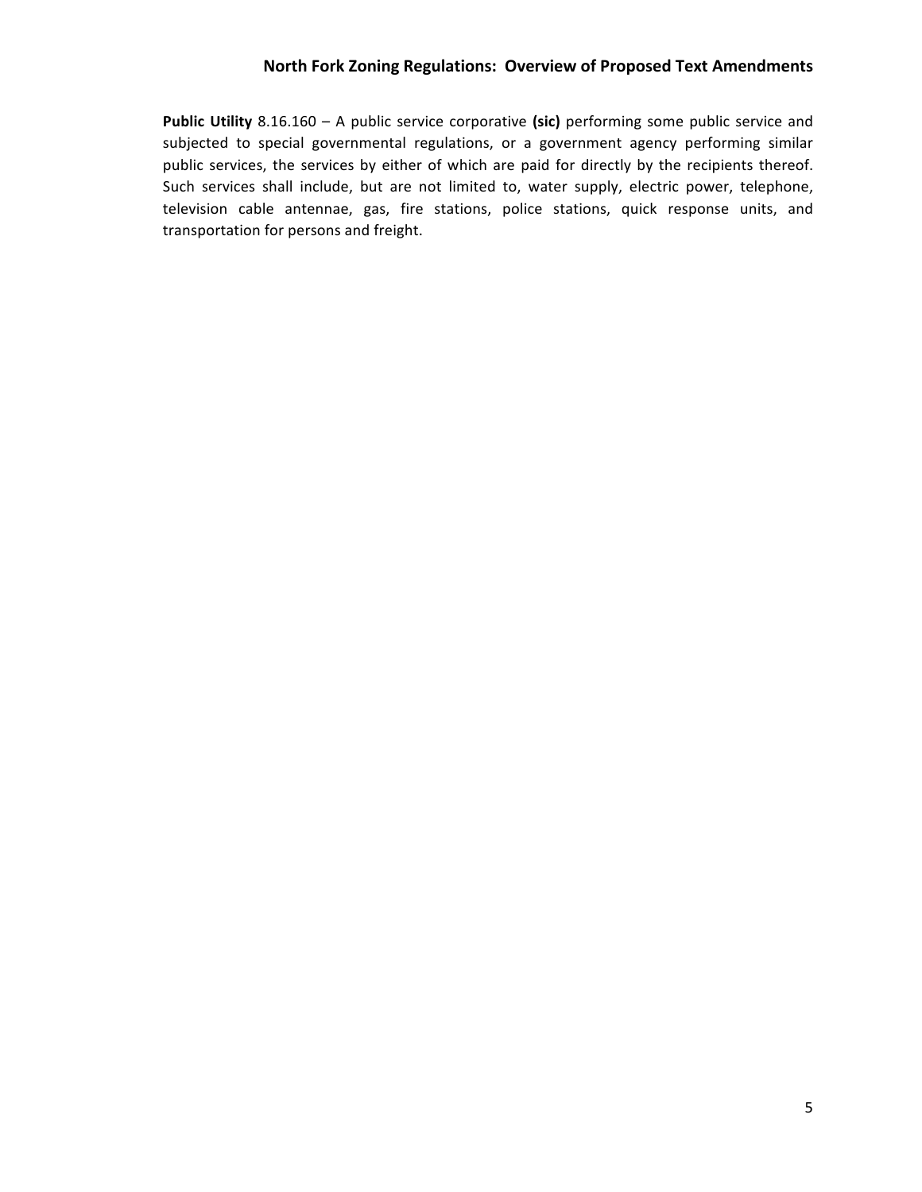**Public Utility** 8.16.160 – A public service corporative **(sic)** performing some public service and subjected to special governmental regulations, or a government agency performing similar public services, the services by either of which are paid for directly by the recipients thereof. Such services shall include, but are not limited to, water supply, electric power, telephone, television cable antennae, gas, fire stations, police stations, quick response units, and transportation for persons and freight.